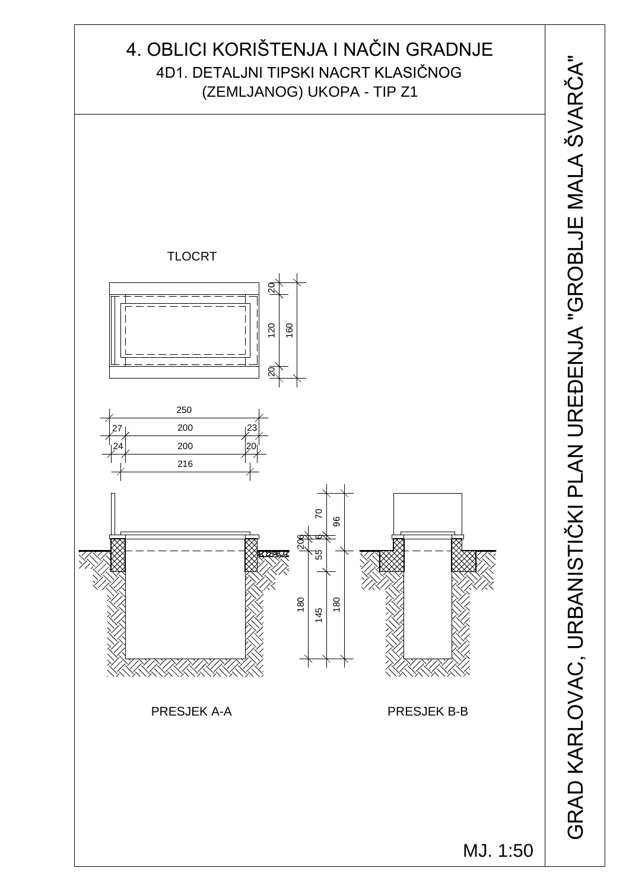# 4. OBLICI KORIŠTENJA I NAČIN GRADNJE

## 4D1. DETALJNI TIPSKI NACRT KLASIČNOG (ZEMLJANOG) UKOPA - TIP Z1

TLOCRT

20
120
160
20

250
27 200 23
24 200 20
216

70
96
206
6
55
180
145
180

PRESJEK A-A

PRESJEK B-B

MJ. 1:50

GRAD KARLOVAC, URBANISTIČKI PLAN UREĐENJA "GROBLJE MALA ŠVARČA"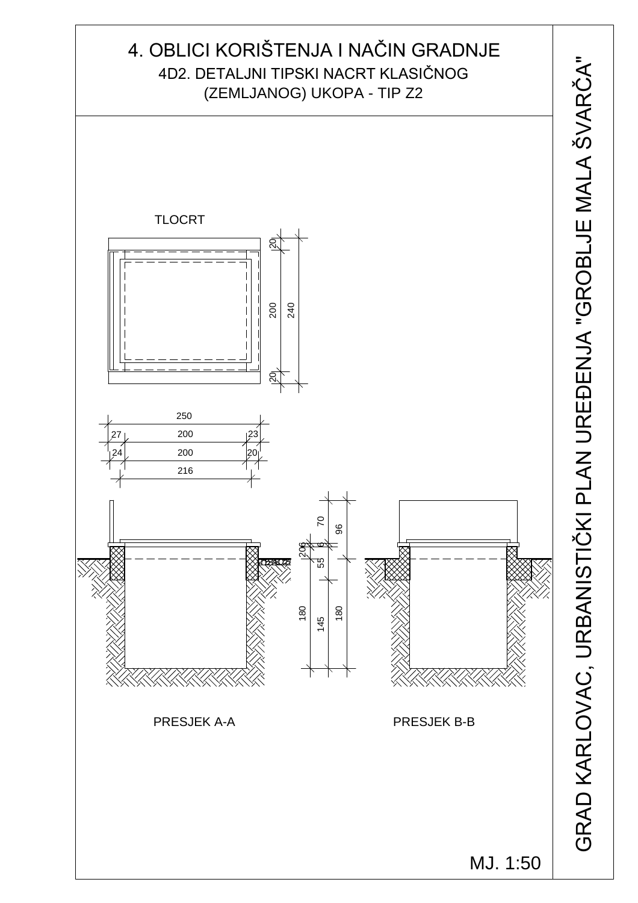# 4. OBLICI KORIŠTENJA I NAČIN GRADNJE

## 4D2. DETALJNI TIPSKI NACRT KLASIČNOG (ZEMLJANOG) UKOPA - TIP Z2

TLOCRT

20
200
240
20

250
27 200 23
24 200 20
216

70
96
206
6
55
180
145
180

PRESJEK A-A

PRESJEK B-B

MJ. 1:50

GRAD KARLOVAC, URBANISTIČKI PLAN UREĐENJA "GROBLJE MALA ŠVARČA"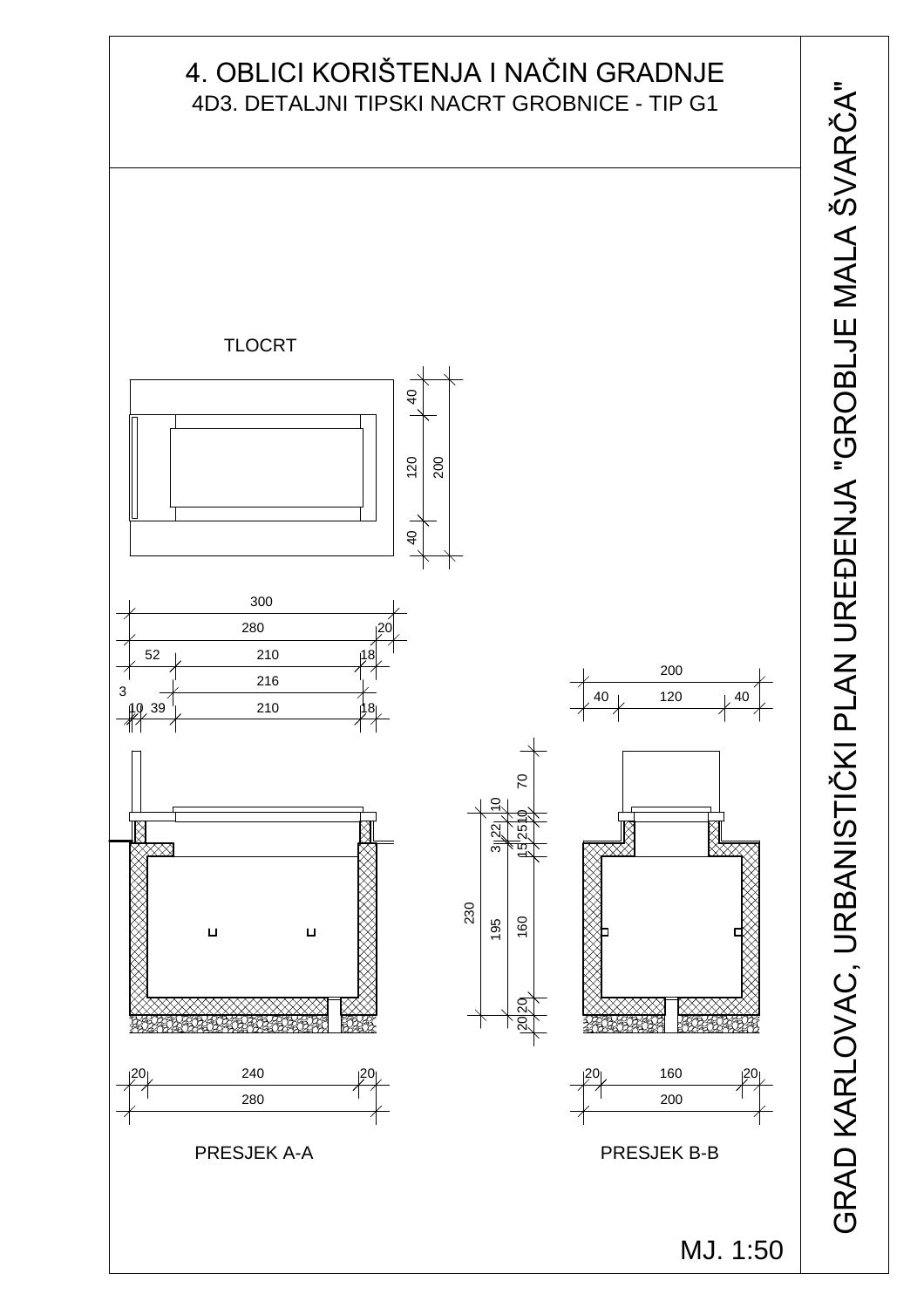# 4. OBLICI KORIŠTENJA I NAČIN GRADNJE

## 4D3. DETALJNI TIPSKI NACRT GROBNICE - TIP G1

TLOCRT

PRESJEK A-A

PRESJEK B-B

MJ. 1:50

GRAD KARLOVAC, URBANISTIČKI PLAN UREĐENJA "GROBLJE MALA ŠVARČA"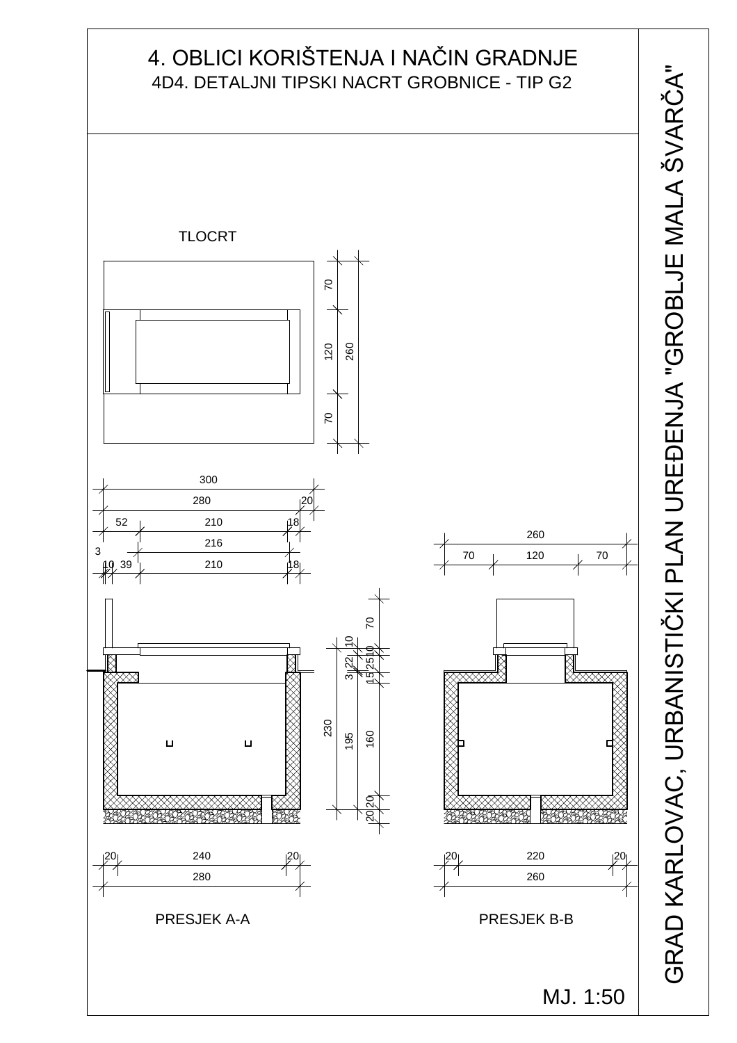# 4. OBLICI KORIŠTENJA I NAČIN GRADNJE

## 4D4. DETALJNI TIPSKI NACRT GROBNICE - TIP G2

TLOCRT

PRESJEK A-A

PRESJEK B-B

MJ. 1:50

GRAD KARLOVAC, URBANISTIČKI PLAN UREĐENJA "GROBLJE MALA ŠVARČA"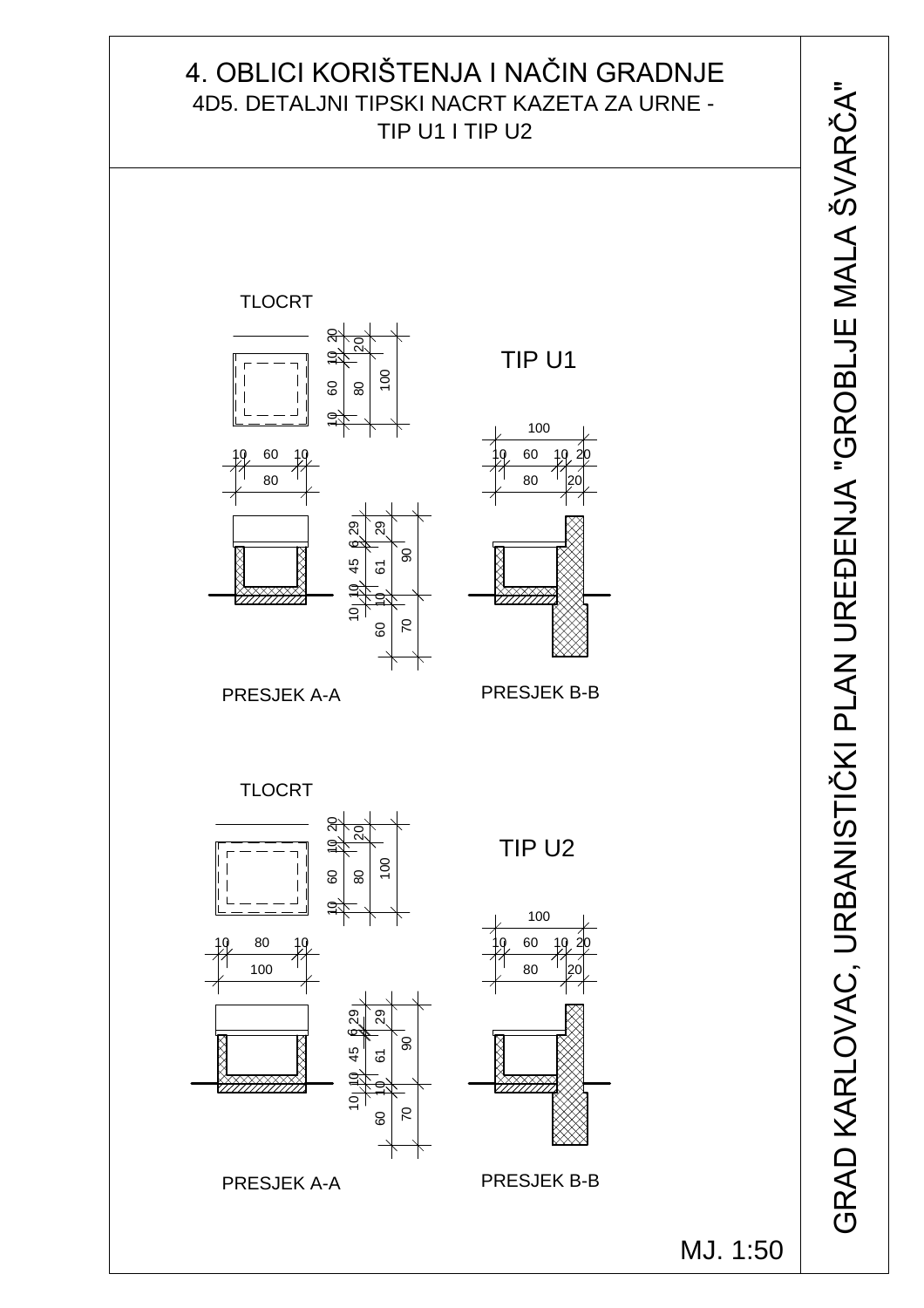# 4. OBLICI KORIŠTENJA I NAČIN GRADNJE

## 4D5. DETALJNI TIPSKI NACRT KAZETA ZA URNE - TIP U1 I TIP U2

GRAD KARLOVAC, URBANISTIČKI PLAN UREĐENJA "GROBLJE MALA ŠVARČA"

### TIP U1

TLOCRT

PRESJEK A-A

PRESJEK B-B

### TIP U2

TLOCRT

PRESJEK A-A

PRESJEK B-B

MJ. 1:50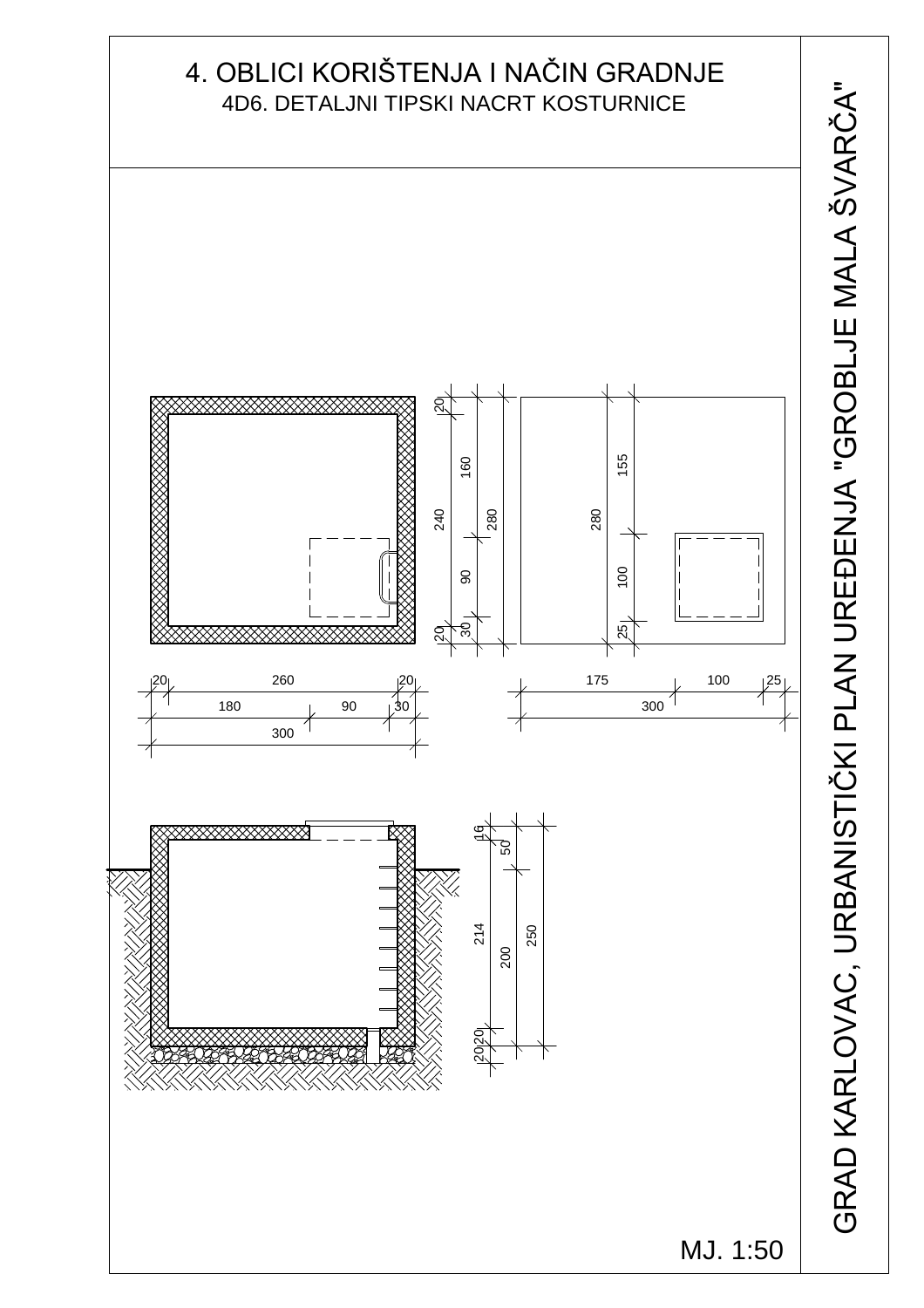# 4. OBLICI KORIŠTENJA I NAČIN GRADNJE

## 4D6. DETALJNI TIPSKI NACRT KOSTURNICE

20
160
240
280
90
20
30

280
155
100
25

20 260 20
180 90 30
300

175 100 25
300

16
50
214
250
200
20 20

MJ. 1:50

GRAD KARLOVAC, URBANISTIČKI PLAN UREĐENJA "GROBLJE MALA ŠVARČA"